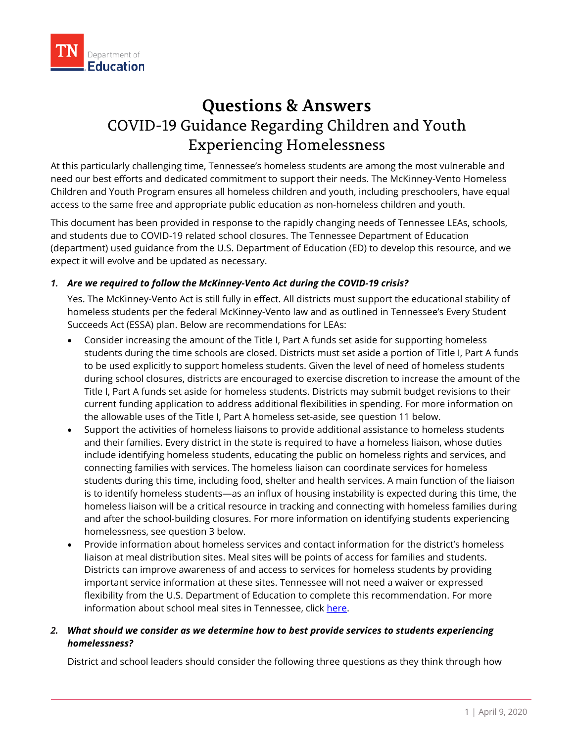TN Department of Education

# Questions & Answers

## COVID-19 Guidance Regarding Children and Youth Experiencing Homelessness

At this particularly challenging time, Tennessee's homeless students are among the most vulnerable and need our best efforts and dedicated commitment to support their needs. The McKinney-Vento Homeless Children and Youth Program ensures all homeless children and youth, including preschoolers, have equal access to the same free and appropriate public education as non-homeless children and youth.

This document has been provided in response to the rapidly changing needs of Tennessee LEAs, schools, and students due to COVID-19 related school closures. The Tennessee Department of Education (department) used guidance from the U.S. Department of Education (ED) to develop this resource, and we expect it will evolve and be updated as necessary.

1. ***Are we required to follow the McKinney-Vento Act during the COVID-19 crisis?***

   Yes. The McKinney-Vento Act is still fully in effect. All districts must support the educational stability of homeless students per the federal McKinney-Vento law and as outlined in Tennessee's Every Student Succeeds Act (ESSA) plan. Below are recommendations for LEAs:

   - Consider increasing the amount of the Title I, Part A funds set aside for supporting homeless students during the time schools are closed. Districts must set aside a portion of Title I, Part A funds to be used explicitly to support homeless students. Given the level of need of homeless students during school closures, districts are encouraged to exercise discretion to increase the amount of the Title I, Part A funds set aside for homeless students. Districts may submit budget revisions to their current funding application to address additional flexibilities in spending. For more information on the allowable uses of the Title I, Part A homeless set-aside, see question 11 below.
   - Support the activities of homeless liaisons to provide additional assistance to homeless students and their families. Every district in the state is required to have a homeless liaison, whose duties include identifying homeless students, educating the public on homeless rights and services, and connecting families with services. The homeless liaison can coordinate services for homeless students during this time, including food, shelter and health services. A main function of the liaison is to identify homeless students—as an influx of housing instability is expected during this time, the homeless liaison will be a critical resource in tracking and connecting with homeless families during and after the school-building closures. For more information on identifying students experiencing homelessness, see question 3 below.
   - Provide information about homeless services and contact information for the district's homeless liaison at meal distribution sites. Meal sites will be points of access for families and students. Districts can improve awareness of and access to services for homeless students by providing important service information at these sites. Tennessee will not need a waiver or expressed flexibility from the U.S. Department of Education to complete this recommendation. For more information about school meal sites in Tennessee, click here.

2. ***What should we consider as we determine how to best provide services to students experiencing homelessness?***

   District and school leaders should consider the following three questions as they think through how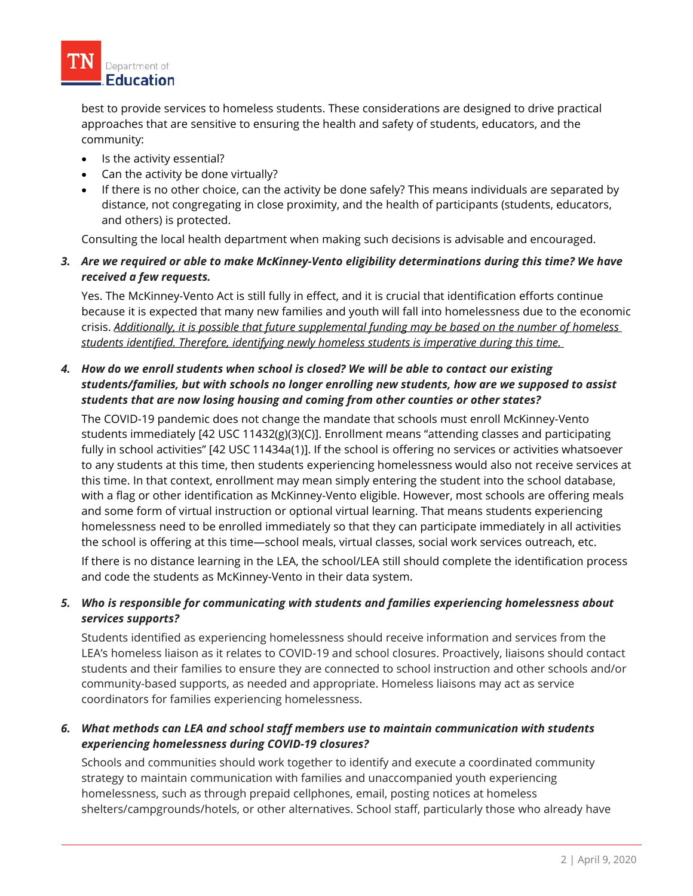best to provide services to homeless students. These considerations are designed to drive practical approaches that are sensitive to ensuring the health and safety of students, educators, and the community:

- Is the activity essential?
- Can the activity be done virtually?
- If there is no other choice, can the activity be done safely? This means individuals are separated by distance, not congregating in close proximity, and the health of participants (students, educators, and others) is protected.

Consulting the local health department when making such decisions is advisable and encouraged.

3. ***Are we required or able to make McKinney-Vento eligibility determinations during this time? We have received a few requests.***

   Yes. The McKinney-Vento Act is still fully in effect, and it is crucial that identification efforts continue because it is expected that many new families and youth will fall into homelessness due to the economic crisis. *<u>Additionally, it is possible that future supplemental funding may be based on the number of homeless students identified. Therefore, identifying newly homeless students is imperative during this time.</u>*

4. ***How do we enroll students when school is closed? We will be able to contact our existing students/families, but with schools no longer enrolling new students, how are we supposed to assist students that are now losing housing and coming from other counties or other states?***

   The COVID-19 pandemic does not change the mandate that schools must enroll McKinney-Vento students immediately [42 USC 11432(g)(3)(C)]. Enrollment means "attending classes and participating fully in school activities" [42 USC 11434a(1)]. If the school is offering no services or activities whatsoever to any students at this time, then students experiencing homelessness would also not receive services at this time. In that context, enrollment may mean simply entering the student into the school database, with a flag or other identification as McKinney-Vento eligible. However, most schools are offering meals and some form of virtual instruction or optional virtual learning. That means students experiencing homelessness need to be enrolled immediately so that they can participate immediately in all activities the school is offering at this time—school meals, virtual classes, social work services outreach, etc.

   If there is no distance learning in the LEA, the school/LEA still should complete the identification process and code the students as McKinney-Vento in their data system.

5. ***Who is responsible for communicating with students and families experiencing homelessness about services supports?***

   Students identified as experiencing homelessness should receive information and services from the LEA's homeless liaison as it relates to COVID-19 and school closures. Proactively, liaisons should contact students and their families to ensure they are connected to school instruction and other schools and/or community-based supports, as needed and appropriate. Homeless liaisons may act as service coordinators for families experiencing homelessness.

6. ***What methods can LEA and school staff members use to maintain communication with students experiencing homelessness during COVID-19 closures?***

   Schools and communities should work together to identify and execute a coordinated community strategy to maintain communication with families and unaccompanied youth experiencing homelessness, such as through prepaid cellphones, email, posting notices at homeless shelters/campgrounds/hotels, or other alternatives. School staff, particularly those who already have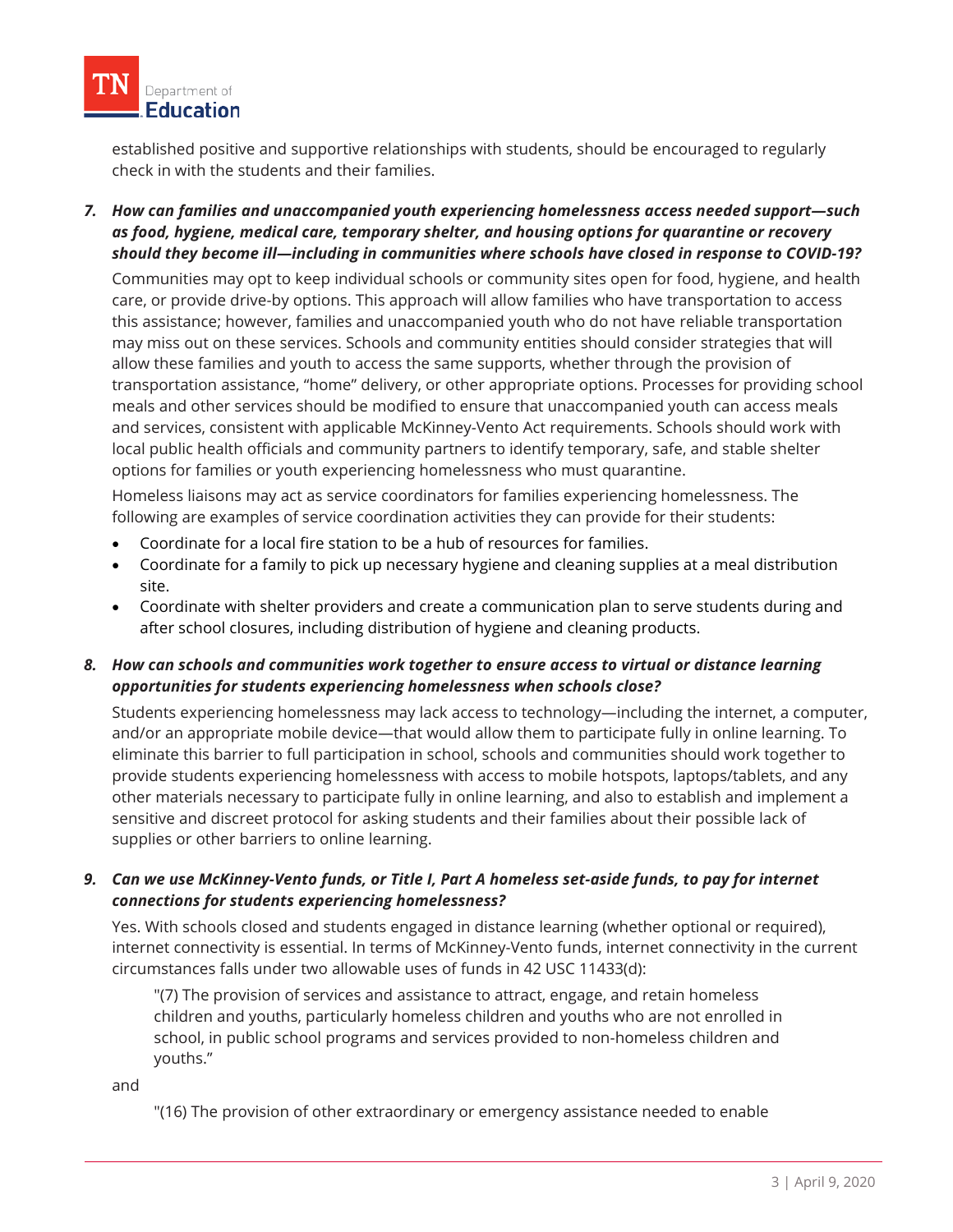established positive and supportive relationships with students, should be encouraged to regularly check in with the students and their families.

7. ***How can families and unaccompanied youth experiencing homelessness access needed support—such as food, hygiene, medical care, temporary shelter, and housing options for quarantine or recovery should they become ill—including in communities where schools have closed in response to COVID-19?***

   Communities may opt to keep individual schools or community sites open for food, hygiene, and health care, or provide drive-by options. This approach will allow families who have transportation to access this assistance; however, families and unaccompanied youth who do not have reliable transportation may miss out on these services. Schools and community entities should consider strategies that will allow these families and youth to access the same supports, whether through the provision of transportation assistance, "home" delivery, or other appropriate options. Processes for providing school meals and other services should be modified to ensure that unaccompanied youth can access meals and services, consistent with applicable McKinney-Vento Act requirements. Schools should work with local public health officials and community partners to identify temporary, safe, and stable shelter options for families or youth experiencing homelessness who must quarantine.

   Homeless liaisons may act as service coordinators for families experiencing homelessness. The following are examples of service coordination activities they can provide for their students:

   - Coordinate for a local fire station to be a hub of resources for families.
   - Coordinate for a family to pick up necessary hygiene and cleaning supplies at a meal distribution site.
   - Coordinate with shelter providers and create a communication plan to serve students during and after school closures, including distribution of hygiene and cleaning products.

8. ***How can schools and communities work together to ensure access to virtual or distance learning opportunities for students experiencing homelessness when schools close?***

   Students experiencing homelessness may lack access to technology—including the internet, a computer, and/or an appropriate mobile device—that would allow them to participate fully in online learning. To eliminate this barrier to full participation in school, schools and communities should work together to provide students experiencing homelessness with access to mobile hotspots, laptops/tablets, and any other materials necessary to participate fully in online learning, and also to establish and implement a sensitive and discreet protocol for asking students and their families about their possible lack of supplies or other barriers to online learning.

9. ***Can we use McKinney-Vento funds, or Title I, Part A homeless set-aside funds, to pay for internet connections for students experiencing homelessness?***

   Yes. With schools closed and students engaged in distance learning (whether optional or required), internet connectivity is essential. In terms of McKinney-Vento funds, internet connectivity in the current circumstances falls under two allowable uses of funds in 42 USC 11433(d):

   > "(7) The provision of services and assistance to attract, engage, and retain homeless children and youths, particularly homeless children and youths who are not enrolled in school, in public school programs and services provided to non-homeless children and youths."

   and

   > "(16) The provision of other extraordinary or emergency assistance needed to enable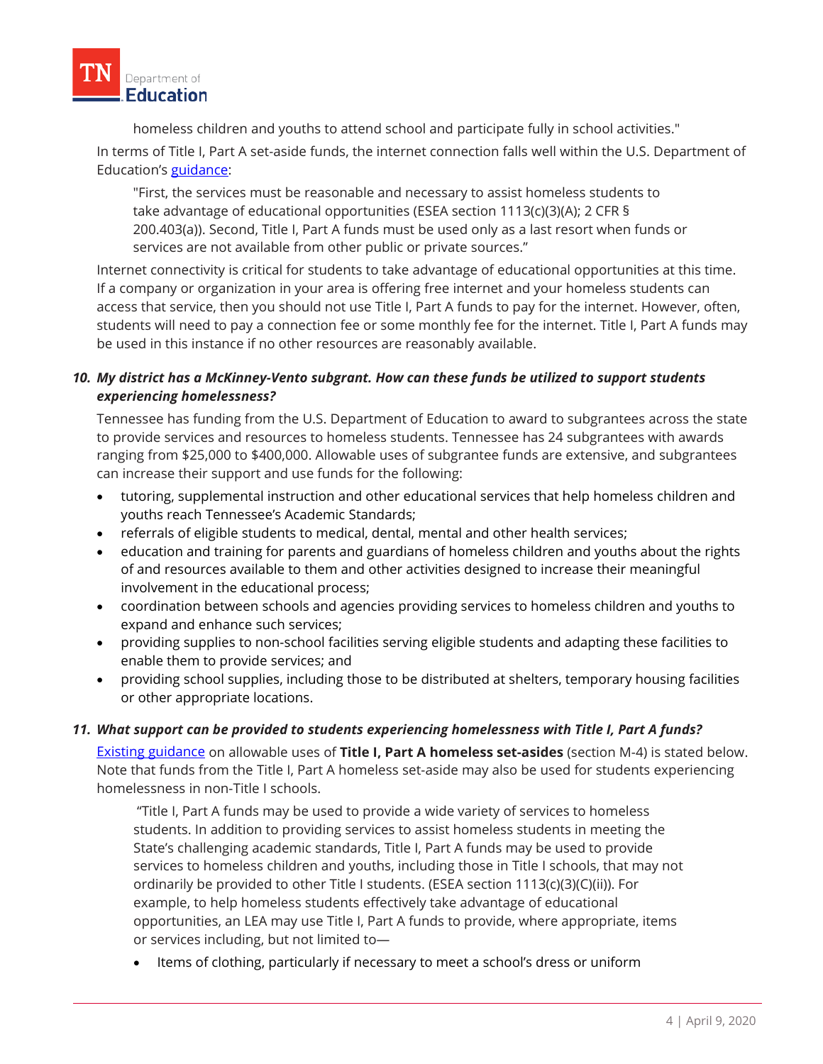> homeless children and youths to attend school and participate fully in school activities."

In terms of Title I, Part A set-aside funds, the internet connection falls well within the U.S. Department of Education's guidance:

> "First, the services must be reasonable and necessary to assist homeless students to take advantage of educational opportunities (ESEA section 1113(c)(3)(A); 2 CFR § 200.403(a)). Second, Title I, Part A funds must be used only as a last resort when funds or services are not available from other public or private sources."

Internet connectivity is critical for students to take advantage of educational opportunities at this time. If a company or organization in your area is offering free internet and your homeless students can access that service, then you should not use Title I, Part A funds to pay for the internet. However, often, students will need to pay a connection fee or some monthly fee for the internet. Title I, Part A funds may be used in this instance if no other resources are reasonably available.

### 10. *My district has a McKinney-Vento subgrant. How can these funds be utilized to support students experiencing homelessness?*

Tennessee has funding from the U.S. Department of Education to award to subgrantees across the state to provide services and resources to homeless students. Tennessee has 24 subgrantees with awards ranging from $25,000 to $400,000. Allowable uses of subgrantee funds are extensive, and subgrantees can increase their support and use funds for the following:

- tutoring, supplemental instruction and other educational services that help homeless children and youths reach Tennessee's Academic Standards;
- referrals of eligible students to medical, dental, mental and other health services;
- education and training for parents and guardians of homeless children and youths about the rights of and resources available to them and other activities designed to increase their meaningful involvement in the educational process;
- coordination between schools and agencies providing services to homeless children and youths to expand and enhance such services;
- providing supplies to non-school facilities serving eligible students and adapting these facilities to enable them to provide services; and
- providing school supplies, including those to be distributed at shelters, temporary housing facilities or other appropriate locations.

### 11. *What support can be provided to students experiencing homelessness with Title I, Part A funds?*

Existing guidance on allowable uses of **Title I, Part A homeless set-asides** (section M-4) is stated below. Note that funds from the Title I, Part A homeless set-aside may also be used for students experiencing homelessness in non-Title I schools.

> "Title I, Part A funds may be used to provide a wide variety of services to homeless students. In addition to providing services to assist homeless students in meeting the State's challenging academic standards, Title I, Part A funds may be used to provide services to homeless children and youths, including those in Title I schools, that may not ordinarily be provided to other Title I students. (ESEA section 1113(c)(3)(C)(ii)). For example, to help homeless students effectively take advantage of educational opportunities, an LEA may use Title I, Part A funds to provide, where appropriate, items or services including, but not limited to—
>
> - Items of clothing, particularly if necessary to meet a school's dress or uniform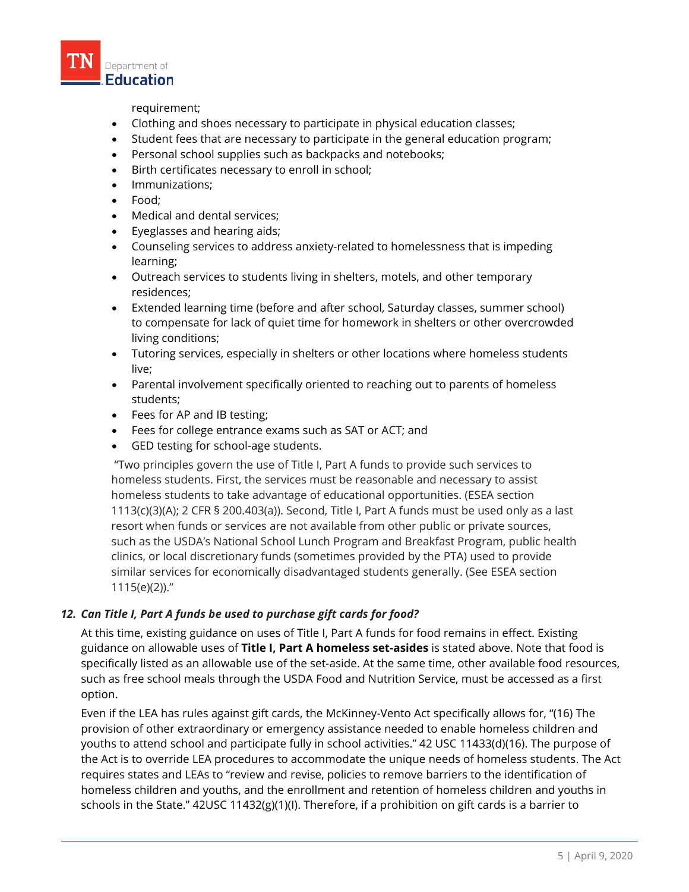requirement;

- Clothing and shoes necessary to participate in physical education classes;
- Student fees that are necessary to participate in the general education program;
- Personal school supplies such as backpacks and notebooks;
- Birth certificates necessary to enroll in school;
- Immunizations;
- Food;
- Medical and dental services;
- Eyeglasses and hearing aids;
- Counseling services to address anxiety-related to homelessness that is impeding learning;
- Outreach services to students living in shelters, motels, and other temporary residences;
- Extended learning time (before and after school, Saturday classes, summer school) to compensate for lack of quiet time for homework in shelters or other overcrowded living conditions;
- Tutoring services, especially in shelters or other locations where homeless students live;
- Parental involvement specifically oriented to reaching out to parents of homeless students;
- Fees for AP and IB testing;
- Fees for college entrance exams such as SAT or ACT; and
- GED testing for school-age students.

"Two principles govern the use of Title I, Part A funds to provide such services to homeless students. First, the services must be reasonable and necessary to assist homeless students to take advantage of educational opportunities. (ESEA section 1113(c)(3)(A); 2 CFR § 200.403(a)). Second, Title I, Part A funds must be used only as a last resort when funds or services are not available from other public or private sources, such as the USDA's National School Lunch Program and Breakfast Program, public health clinics, or local discretionary funds (sometimes provided by the PTA) used to provide similar services for economically disadvantaged students generally. (See ESEA section 1115(e)(2))."

### *12. Can Title I, Part A funds be used to purchase gift cards for food?*

At this time, existing guidance on uses of Title I, Part A funds for food remains in effect. Existing guidance on allowable uses of **Title I, Part A homeless set-asides** is stated above. Note that food is specifically listed as an allowable use of the set-aside. At the same time, other available food resources, such as free school meals through the USDA Food and Nutrition Service, must be accessed as a first option.

Even if the LEA has rules against gift cards, the McKinney-Vento Act specifically allows for, "(16) The provision of other extraordinary or emergency assistance needed to enable homeless children and youths to attend school and participate fully in school activities." 42 USC 11433(d)(16). The purpose of the Act is to override LEA procedures to accommodate the unique needs of homeless students. The Act requires states and LEAs to "review and revise, policies to remove barriers to the identification of homeless children and youths, and the enrollment and retention of homeless children and youths in schools in the State." 42USC 11432(g)(1)(I). Therefore, if a prohibition on gift cards is a barrier to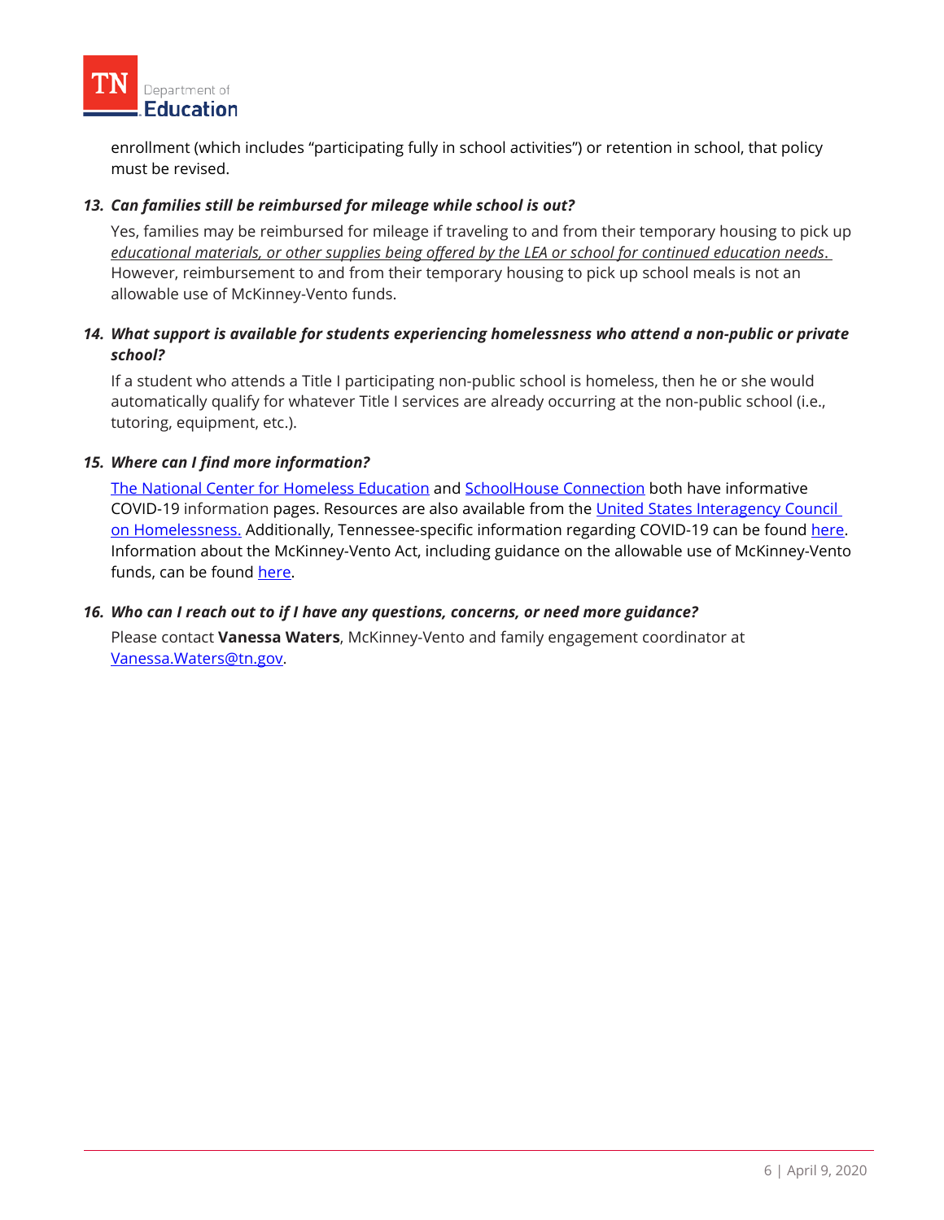enrollment (which includes "participating fully in school activities") or retention in school, that policy must be revised.

13. ***Can families still be reimbursed for mileage while school is out?***

    Yes, families may be reimbursed for mileage if traveling to and from their temporary housing to pick up *educational materials, or other supplies being offered by the LEA or school for continued education needs*. However, reimbursement to and from their temporary housing to pick up school meals is not an allowable use of McKinney-Vento funds.

14. ***What support is available for students experiencing homelessness who attend a non-public or private school?***

    If a student who attends a Title I participating non-public school is homeless, then he or she would automatically qualify for whatever Title I services are already occurring at the non-public school (i.e., tutoring, equipment, etc.).

15. ***Where can I find more information?***

    The National Center for Homeless Education and SchoolHouse Connection both have informative COVID-19 information pages. Resources are also available from the United States Interagency Council on Homelessness. Additionally, Tennessee-specific information regarding COVID-19 can be found here. Information about the McKinney-Vento Act, including guidance on the allowable use of McKinney-Vento funds, can be found here.

16. ***Who can I reach out to if I have any questions, concerns, or need more guidance?***

    Please contact **Vanessa Waters**, McKinney-Vento and family engagement coordinator at Vanessa.Waters@tn.gov.